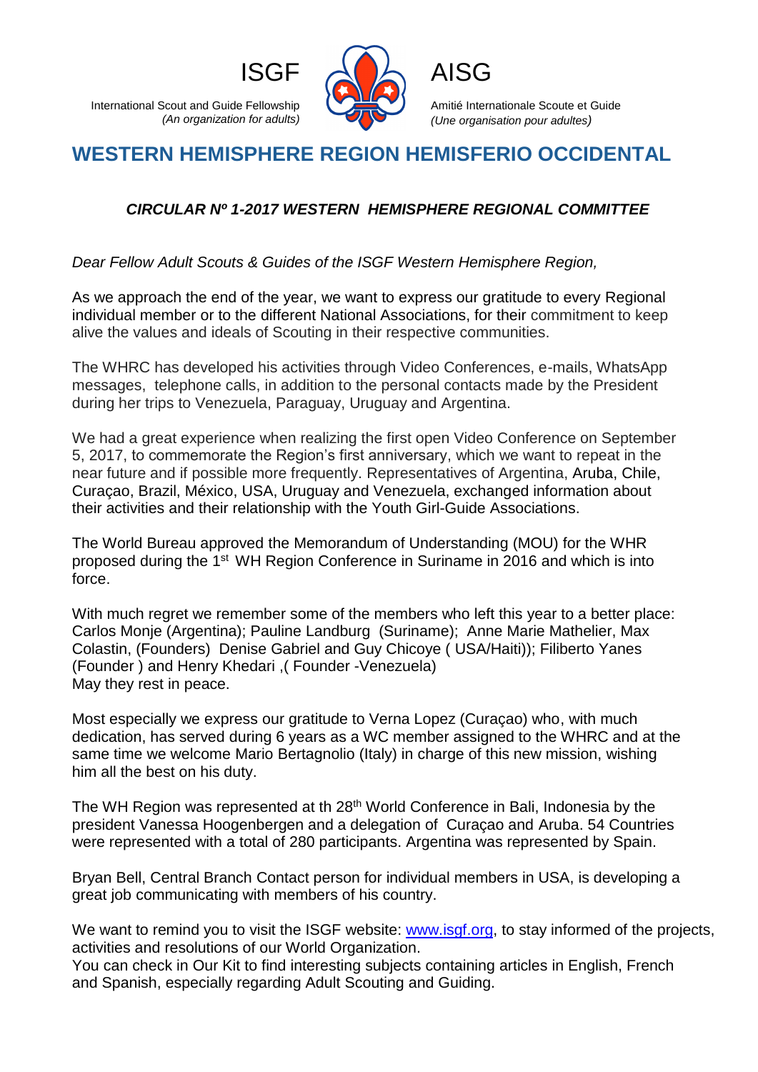ISGF

International Scout and Guide Fellowship
*(An organization for adults)*

AISG

Amitié Internationale Scoute et Guide
*(Une organisation pour adultes)*

## WESTERN HEMISPHERE REGION HEMISFERIO OCCIDENTAL

### *CIRCULAR Nº 1-2017 WESTERN HEMISPHERE REGIONAL COMMITTEE*

*Dear Fellow Adult Scouts & Guides of the ISGF Western Hemisphere Region,*

As we approach the end of the year, we want to express our gratitude to every Regional individual member or to the different National Associations, for their commitment to keep alive the values and ideals of Scouting in their respective communities.

The WHRC has developed his activities through Video Conferences, e-mails, WhatsApp messages, telephone calls, in addition to the personal contacts made by the President during her trips to Venezuela, Paraguay, Uruguay and Argentina.

We had a great experience when realizing the first open Video Conference on September 5, 2017, to commemorate the Region's first anniversary, which we want to repeat in the near future and if possible more frequently. Representatives of Argentina, Aruba, Chile, Curaçao, Brazil, México, USA, Uruguay and Venezuela, exchanged information about their activities and their relationship with the Youth Girl-Guide Associations.

The World Bureau approved the Memorandum of Understanding (MOU) for the WHR proposed during the 1st WH Region Conference in Suriname in 2016 and which is into force.

With much regret we remember some of the members who left this year to a better place: Carlos Monje (Argentina); Pauline Landburg (Suriname); Anne Marie Mathelier, Max Colastin, (Founders) Denise Gabriel and Guy Chicoye ( USA/Haiti)); Filiberto Yanes (Founder ) and Henry Khedari ,( Founder -Venezuela)
May they rest in peace.

Most especially we express our gratitude to Verna Lopez (Curaçao) who, with much dedication, has served during 6 years as a WC member assigned to the WHRC and at the same time we welcome Mario Bertagnolio (Italy) in charge of this new mission, wishing him all the best on his duty.

The WH Region was represented at th 28th World Conference in Bali, Indonesia by the president Vanessa Hoogenbergen and a delegation of Curaçao and Aruba. 54 Countries were represented with a total of 280 participants. Argentina was represented by Spain.

Bryan Bell, Central Branch Contact person for individual members in USA, is developing a great job communicating with members of his country.

We want to remind you to visit the ISGF website: [www.isgf.org](http://www.isgf.org), to stay informed of the projects, activities and resolutions of our World Organization.
You can check in Our Kit to find interesting subjects containing articles in English, French and Spanish, especially regarding Adult Scouting and Guiding.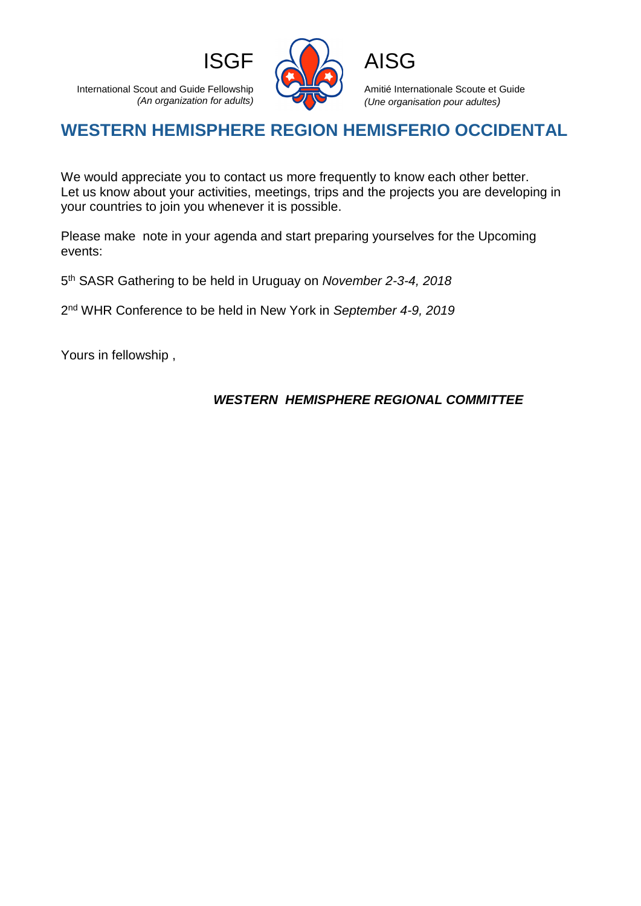ISGF

International Scout and Guide Fellowship
*(An organization for adults)*

AISG

Amitié Internationale Scoute et Guide
*(Une organisation pour adultes)*

## WESTERN HEMISPHERE REGION HEMISFERIO OCCIDENTAL

We would appreciate you to contact us more frequently to know each other better.
Let us know about your activities, meetings, trips and the projects you are developing in your countries to join you whenever it is possible.

Please make note in your agenda and start preparing yourselves for the Upcoming events:

5th SASR Gathering to be held in Uruguay on *November 2-3-4, 2018*

2nd WHR Conference to be held in New York in *September 4-9, 2019*

Yours in fellowship ,

***WESTERN HEMISPHERE REGIONAL COMMITTEE***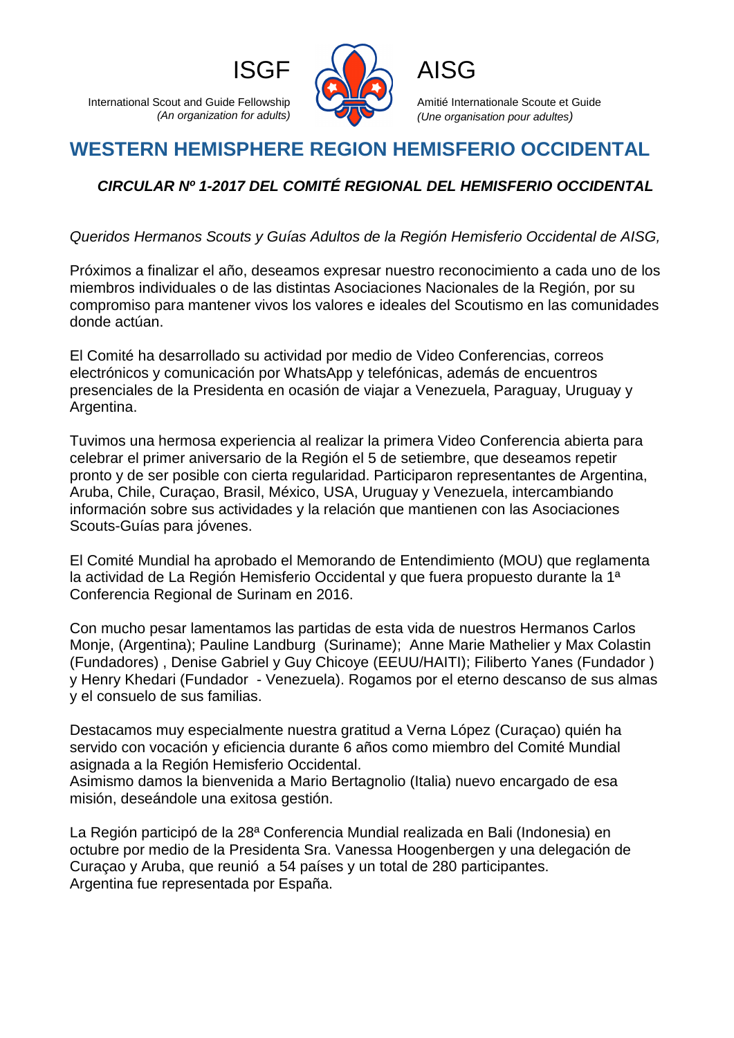ISGF

International Scout and Guide Fellowship
*(An organization for adults)*

AISG

Amitié Internationale Scoute et Guide
*(Une organisation pour adultes)*

# WESTERN HEMISPHERE REGION HEMISFERIO OCCIDENTAL

## *CIRCULAR Nº 1-2017 DEL COMITÉ REGIONAL DEL HEMISFERIO OCCIDENTAL*

*Queridos Hermanos Scouts y Guías Adultos de la Región Hemisferio Occidental de AISG,*

Próximos a finalizar el año, deseamos expresar nuestro reconocimiento a cada uno de los miembros individuales o de las distintas Asociaciones Nacionales de la Región, por su compromiso para mantener vivos los valores e ideales del Scoutismo en las comunidades donde actúan.

El Comité ha desarrollado su actividad por medio de Video Conferencias, correos electrónicos y comunicación por WhatsApp y telefónicas, además de encuentros presenciales de la Presidenta en ocasión de viajar a Venezuela, Paraguay, Uruguay y Argentina.

Tuvimos una hermosa experiencia al realizar la primera Video Conferencia abierta para celebrar el primer aniversario de la Región el 5 de setiembre, que deseamos repetir pronto y de ser posible con cierta regularidad. Participaron representantes de Argentina, Aruba, Chile, Curaçao, Brasil, México, USA, Uruguay y Venezuela, intercambiando información sobre sus actividades y la relación que mantienen con las Asociaciones Scouts-Guías para jóvenes.

El Comité Mundial ha aprobado el Memorando de Entendimiento (MOU) que reglamenta la actividad de La Región Hemisferio Occidental y que fuera propuesto durante la 1ª Conferencia Regional de Surinam en 2016.

Con mucho pesar lamentamos las partidas de esta vida de nuestros Hermanos Carlos Monje, (Argentina); Pauline Landburg (Suriname); Anne Marie Mathelier y Max Colastin (Fundadores) , Denise Gabriel y Guy Chicoye (EEUU/HAITI); Filiberto Yanes (Fundador ) y Henry Khedari (Fundador - Venezuela). Rogamos por el eterno descanso de sus almas y el consuelo de sus familias.

Destacamos muy especialmente nuestra gratitud a Verna López (Curaçao) quién ha servido con vocación y eficiencia durante 6 años como miembro del Comité Mundial asignada a la Región Hemisferio Occidental.
Asimismo damos la bienvenida a Mario Bertagnolio (Italia) nuevo encargado de esa misión, deseándole una exitosa gestión.

La Región participó de la 28ª Conferencia Mundial realizada en Bali (Indonesia) en octubre por medio de la Presidenta Sra. Vanessa Hoogenbergen y una delegación de Curaçao y Aruba, que reunió a 54 países y un total de 280 participantes.
Argentina fue representada por España.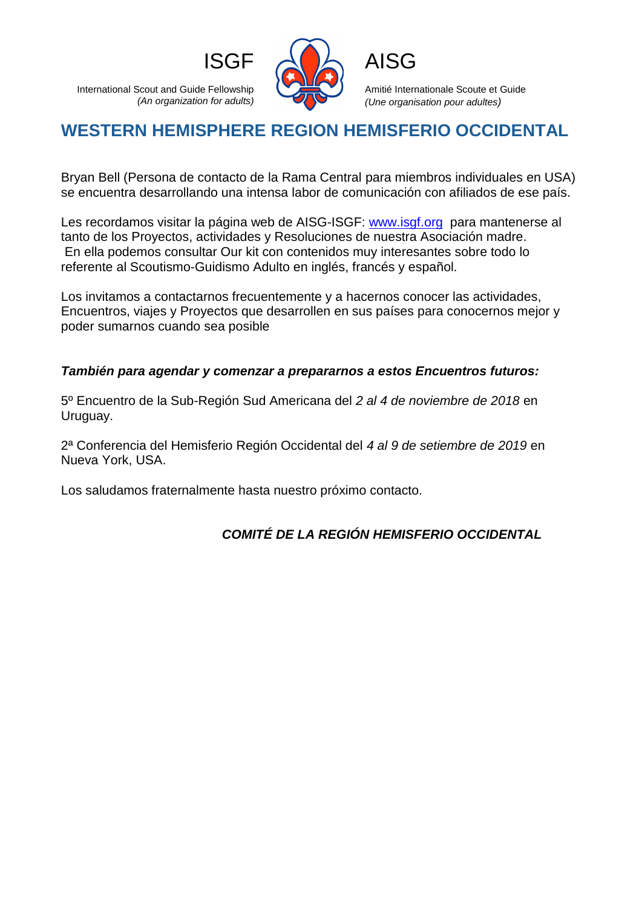ISGF

International Scout and Guide Fellowship
*(An organization for adults)*

AISG

Amitié Internationale Scoute et Guide
*(Une organisation pour adultes)*

## WESTERN HEMISPHERE REGION HEMISFERIO OCCIDENTAL

Bryan Bell (Persona de contacto de la Rama Central para miembros individuales en USA) se encuentra desarrollando una intensa labor de comunicación con afiliados de ese país.

Les recordamos visitar la página web de AISG-ISGF: [www.isgf.org](http://www.isgf.org) para mantenerse al tanto de los Proyectos, actividades y Resoluciones de nuestra Asociación madre. En ella podemos consultar Our kit con contenidos muy interesantes sobre todo lo referente al Scoutismo-Guidismo Adulto en inglés, francés y español.

Los invitamos a contactarnos frecuentemente y a hacernos conocer las actividades, Encuentros, viajes y Proyectos que desarrollen en sus países para conocernos mejor y poder sumarnos cuando sea posible

***También para agendar y comenzar a prepararnos a estos Encuentros futuros:***

5º Encuentro de la Sub-Región Sud Americana del *2 al 4 de noviembre de 2018* en Uruguay.

2ª Conferencia del Hemisferio Región Occidental del *4 al 9 de setiembre de 2019* en Nueva York, USA.

Los saludamos fraternalmente hasta nuestro próximo contacto.

***COMITÉ DE LA REGIÓN HEMISFERIO OCCIDENTAL***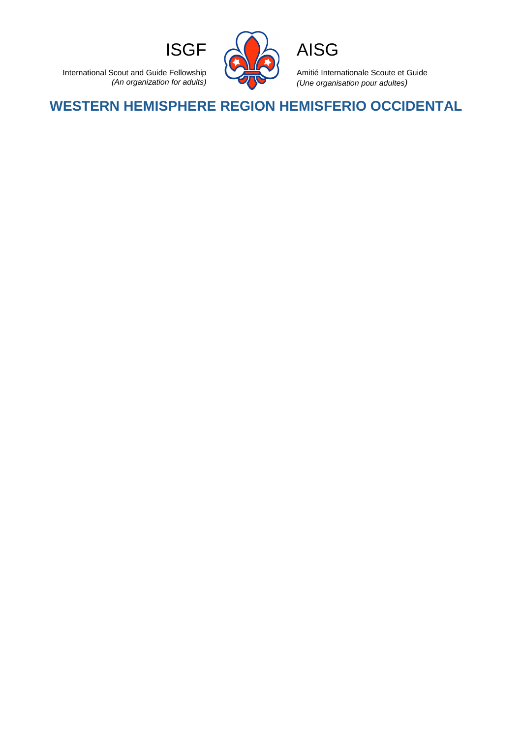ISGF

International Scout and Guide Fellowship
*(An organization for adults)*

AISG

Amitié Internationale Scoute et Guide
*(Une organisation pour adultes)*

## WESTERN HEMISPHERE REGION HEMISFERIO OCCIDENTAL